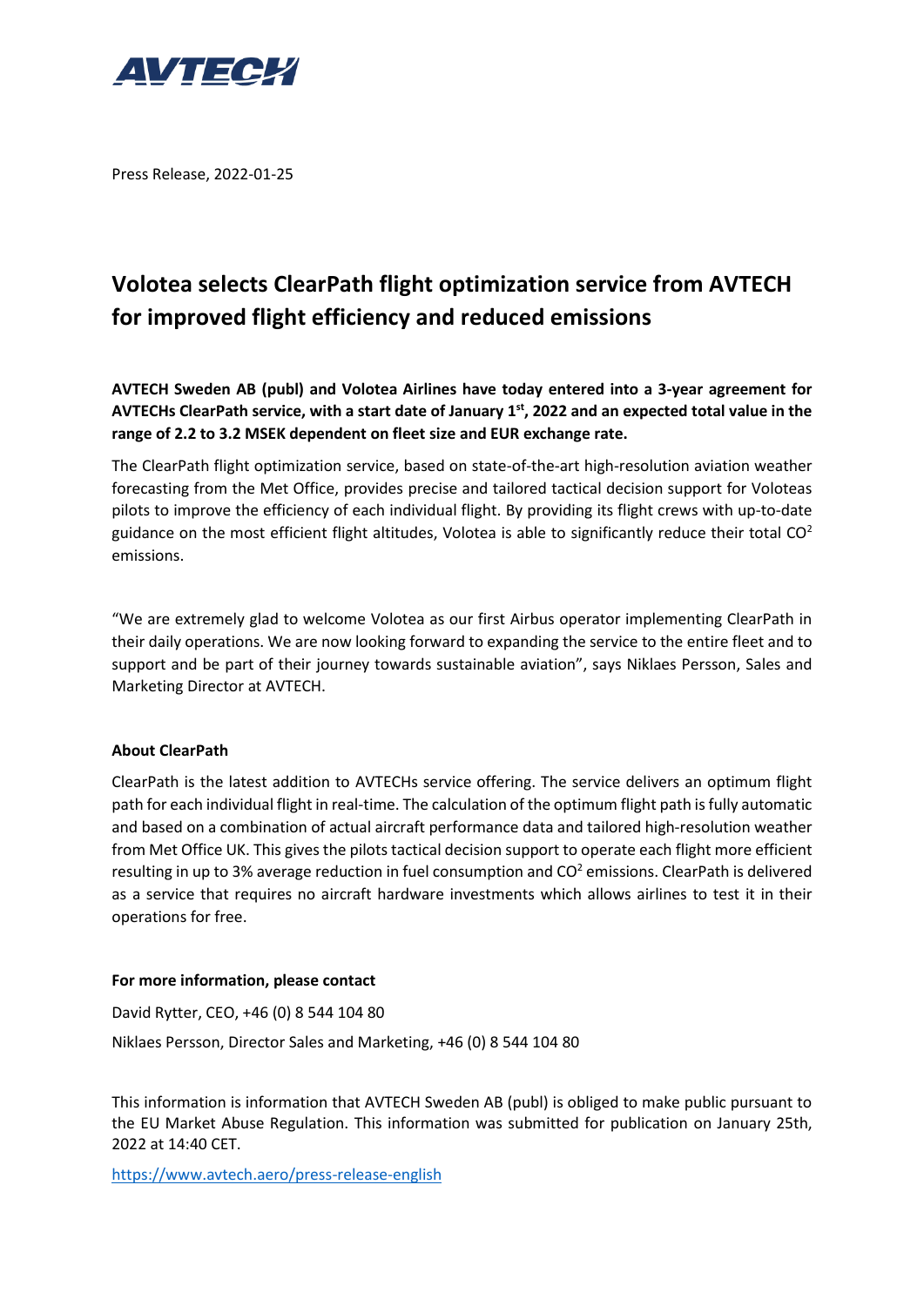AVTECH

Press Release, 2022-01-25

# Volotea selects ClearPath flight optimization service from AVTECH for improved flight efficiency and reduced emissions

**AVTECH Sweden AB (publ) and Volotea Airlines have today entered into a 3-year agreement for AVTECHs ClearPath service, with a start date of January 1st, 2022 and an expected total value in the range of 2.2 to 3.2 MSEK dependent on fleet size and EUR exchange rate.**

The ClearPath flight optimization service, based on state-of-the-art high-resolution aviation weather forecasting from the Met Office, provides precise and tailored tactical decision support for Voloteas pilots to improve the efficiency of each individual flight. By providing its flight crews with up-to-date guidance on the most efficient flight altitudes, Volotea is able to significantly reduce their total $CO^2$ emissions.

"We are extremely glad to welcome Volotea as our first Airbus operator implementing ClearPath in their daily operations. We are now looking forward to expanding the service to the entire fleet and to support and be part of their journey towards sustainable aviation", says Niklaes Persson, Sales and Marketing Director at AVTECH.

**About ClearPath**

ClearPath is the latest addition to AVTECHs service offering. The service delivers an optimum flight path for each individual flight in real-time. The calculation of the optimum flight path is fully automatic and based on a combination of actual aircraft performance data and tailored high-resolution weather from Met Office UK. This gives the pilots tactical decision support to operate each flight more efficient resulting in up to 3% average reduction in fuel consumption and $CO^2$ emissions. ClearPath is delivered as a service that requires no aircraft hardware investments which allows airlines to test it in their operations for free.

**For more information, please contact**

David Rytter, CEO, +46 (0) 8 544 104 80

Niklaes Persson, Director Sales and Marketing, +46 (0) 8 544 104 80

This information is information that AVTECH Sweden AB (publ) is obliged to make public pursuant to the EU Market Abuse Regulation. This information was submitted for publication on January 25th, 2022 at 14:40 CET.

https://www.avtech.aero/press-release-english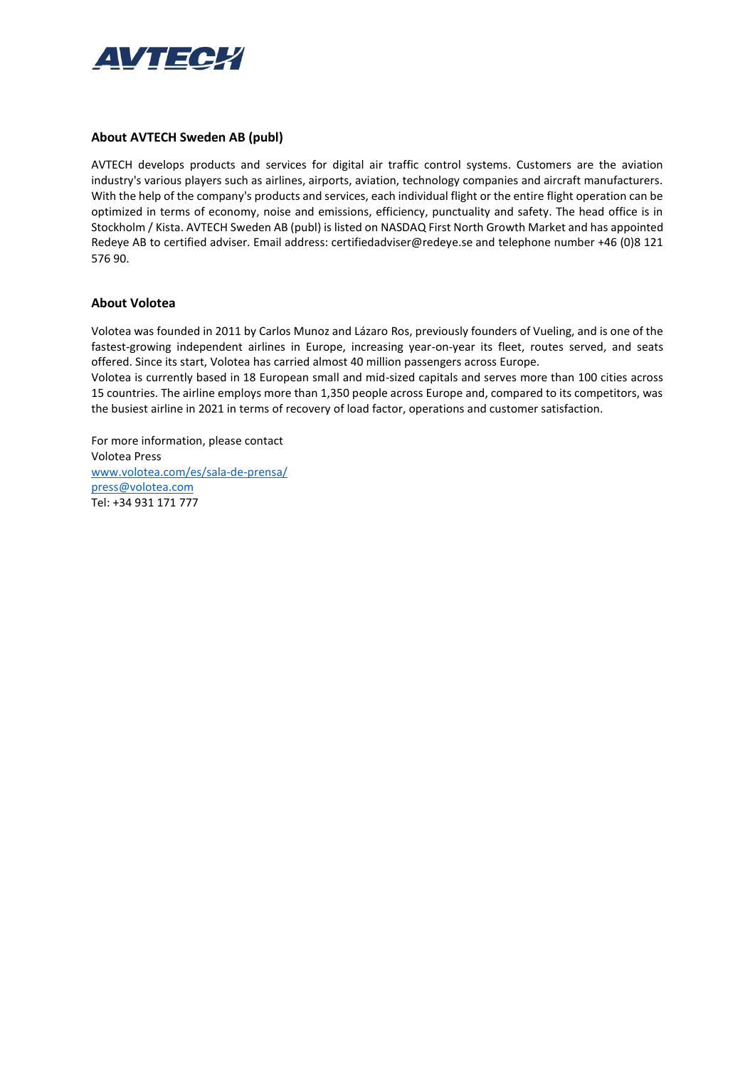## About AVTECH Sweden AB (publ)

AVTECH develops products and services for digital air traffic control systems. Customers are the aviation industry's various players such as airlines, airports, aviation, technology companies and aircraft manufacturers. With the help of the company's products and services, each individual flight or the entire flight operation can be optimized in terms of economy, noise and emissions, efficiency, punctuality and safety. The head office is in Stockholm / Kista. AVTECH Sweden AB (publ) is listed on NASDAQ First North Growth Market and has appointed Redeye AB to certified adviser. Email address: certifiedadviser@redeye.se and telephone number +46 (0)8 121 576 90.

## About Volotea

Volotea was founded in 2011 by Carlos Munoz and Lázaro Ros, previously founders of Vueling, and is one of the fastest-growing independent airlines in Europe, increasing year-on-year its fleet, routes served, and seats offered. Since its start, Volotea has carried almost 40 million passengers across Europe.
Volotea is currently based in 18 European small and mid-sized capitals and serves more than 100 cities across 15 countries. The airline employs more than 1,350 people across Europe and, compared to its competitors, was the busiest airline in 2021 in terms of recovery of load factor, operations and customer satisfaction.

For more information, please contact
Volotea Press
www.volotea.com/es/sala-de-prensa/
press@volotea.com
Tel: +34 931 171 777